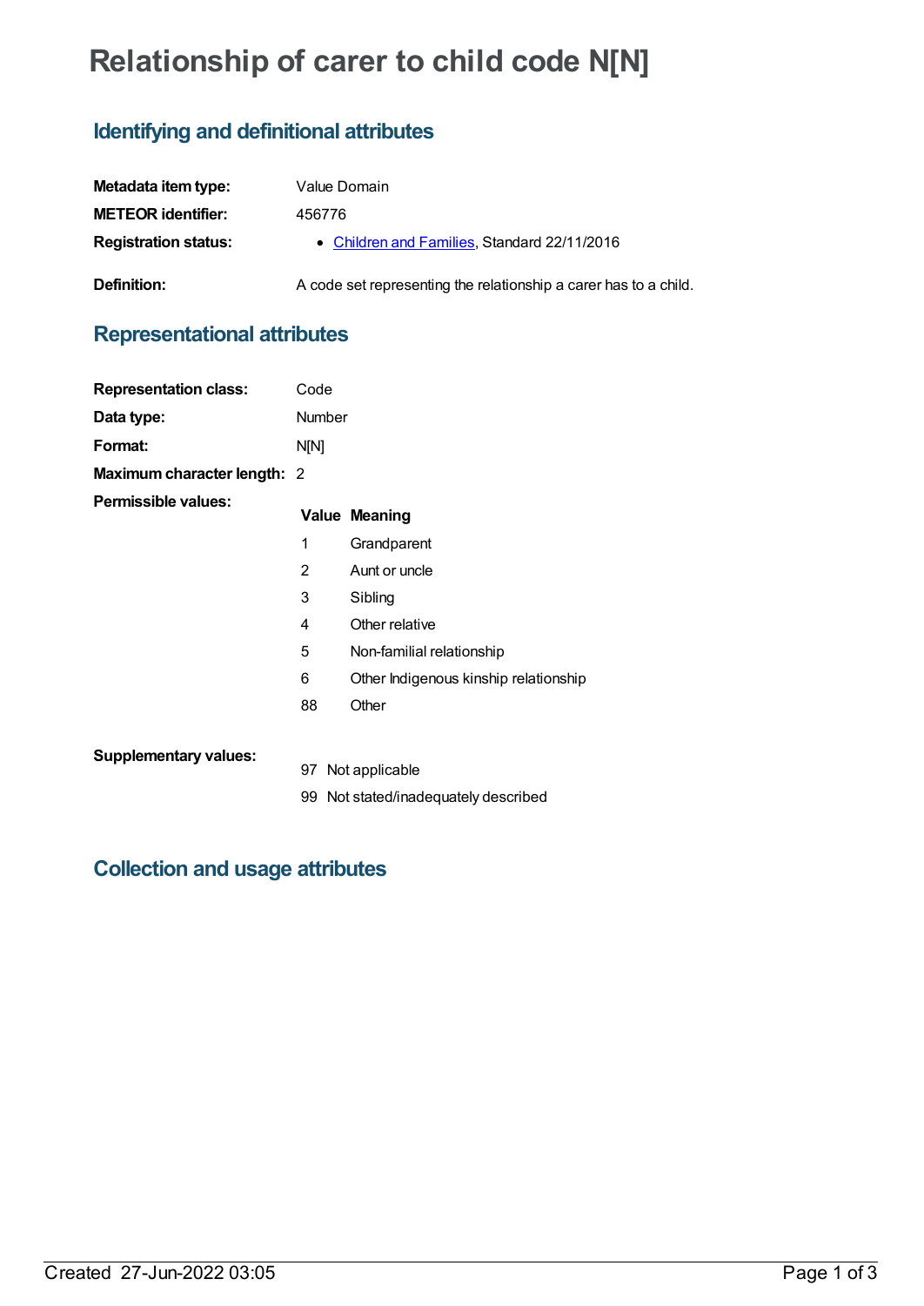# Relationship of carer to child code N[N]

## Identifying and definitional attributes

| | |
|---|---|
| **Metadata item type:** | Value Domain |
| **METEOR identifier:** | 456776 |
| **Registration status:** | • Children and Families, Standard 22/11/2016 |
| **Definition:** | A code set representing the relationship a carer has to a child. |

## Representational attributes

| | |
|---|---|
| **Representation class:** | Code |
| **Data type:** | Number |
| **Format:** | N[N] |
| **Maximum character length:** | 2 |

**Permissible values:**

| Value | Meaning |
|---|---|
| 1 | Grandparent |
| 2 | Aunt or uncle |
| 3 | Sibling |
| 4 | Other relative |
| 5 | Non-familial relationship |
| 6 | Other Indigenous kinship relationship |
| 88 | Other |

**Supplementary values:**

| Value | Meaning |
|---|---|
| 97 | Not applicable |
| 99 | Not stated/inadequately described |

## Collection and usage attributes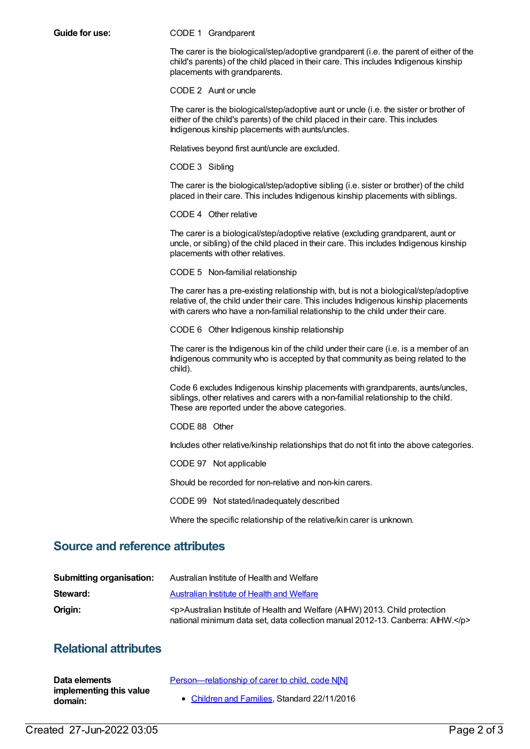**Guide for use:**

CODE 1 Grandparent

The carer is the biological/step/adoptive grandparent (i.e. the parent of either of the child's parents) of the child placed in their care. This includes Indigenous kinship placements with grandparents.

CODE 2 Aunt or uncle

The carer is the biological/step/adoptive aunt or uncle (i.e. the sister or brother of either of the child's parents) of the child placed in their care. This includes Indigenous kinship placements with aunts/uncles.

Relatives beyond first aunt/uncle are excluded.

CODE 3 Sibling

The carer is the biological/step/adoptive sibling (i.e. sister or brother) of the child placed in their care. This includes Indigenous kinship placements with siblings.

CODE 4 Other relative

The carer is a biological/step/adoptive relative (excluding grandparent, aunt or uncle, or sibling) of the child placed in their care. This includes Indigenous kinship placements with other relatives.

CODE 5 Non-familial relationship

The carer has a pre-existing relationship with, but is not a biological/step/adoptive relative of, the child under their care. This includes Indigenous kinship placements with carers who have a non-familial relationship to the child under their care.

CODE 6 Other Indigenous kinship relationship

The carer is the Indigenous kin of the child under their care (i.e. is a member of an Indigenous community who is accepted by that community as being related to the child).

Code 6 excludes Indigenous kinship placements with grandparents, aunts/uncles, siblings, other relatives and carers with a non-familial relationship to the child. These are reported under the above categories.

CODE 88 Other

Includes other relative/kinship relationships that do not fit into the above categories.

CODE 97 Not applicable

Should be recorded for non-relative and non-kin carers.

CODE 99 Not stated/inadequately described

Where the specific relationship of the relative/kin carer is unknown.

## Source and reference attributes

**Submitting organisation:** Australian Institute of Health and Welfare

**Steward:** Australian Institute of Health and Welfare

**Origin:** <p>Australian Institute of Health and Welfare (AIHW) 2013. Child protection national minimum data set, data collection manual 2012-13. Canberra: AIHW.</p>

## Relational attributes

**Data elements implementing this value domain:** Person—relationship of carer to child, code N[N]

- Children and Families, Standard 22/11/2016